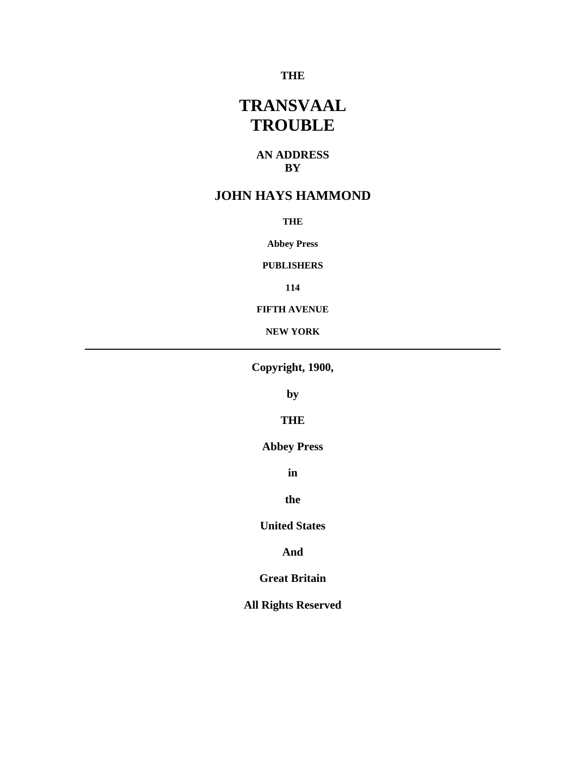**THE**

# TRANSVAAL TROUBLE

**AN ADDRESS**
**BY**

## JOHN HAYS HAMMOND

**THE**

**Abbey Press**

**PUBLISHERS**

**114**

**FIFTH AVENUE**

**NEW YORK**

---

**Copyright, 1900,**

**by**

**THE**

**Abbey Press**

**in**

**the**

**United States**

**And**

**Great Britain**

**All Rights Reserved**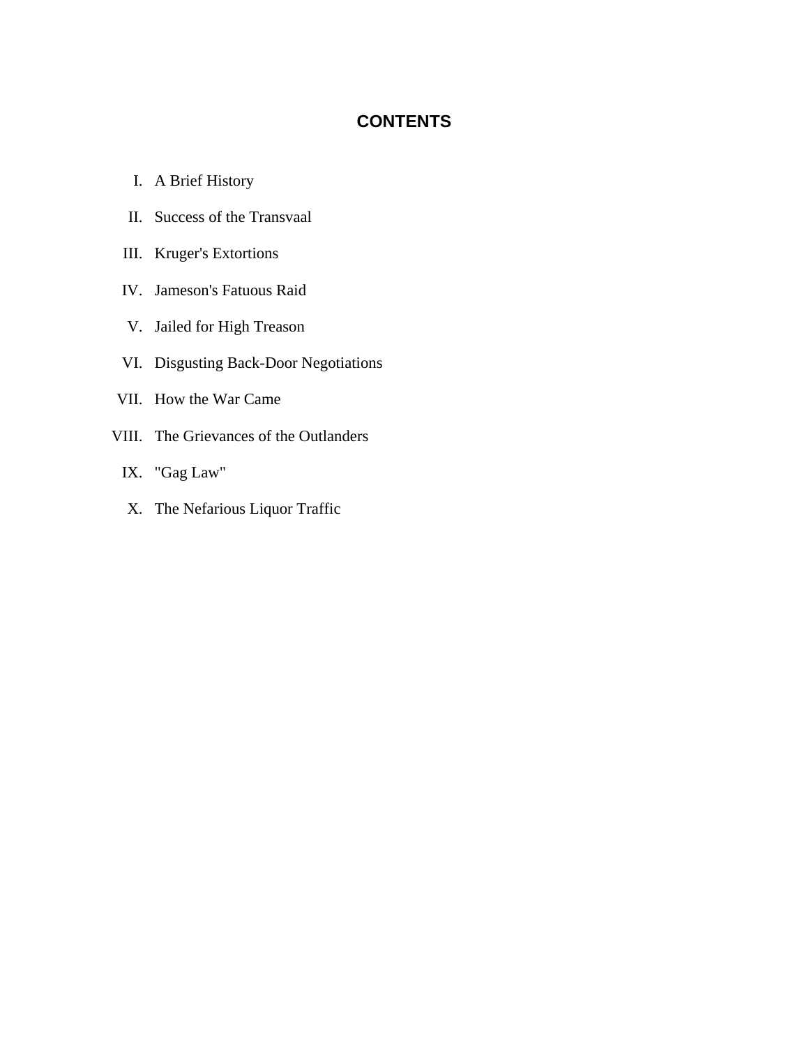## CONTENTS

I. A Brief History

II. Success of the Transvaal

III. Kruger's Extortions

IV. Jameson's Fatuous Raid

V. Jailed for High Treason

VI. Disgusting Back-Door Negotiations

VII. How the War Came

VIII. The Grievances of the Outlanders

IX. "Gag Law"

X. The Nefarious Liquor Traffic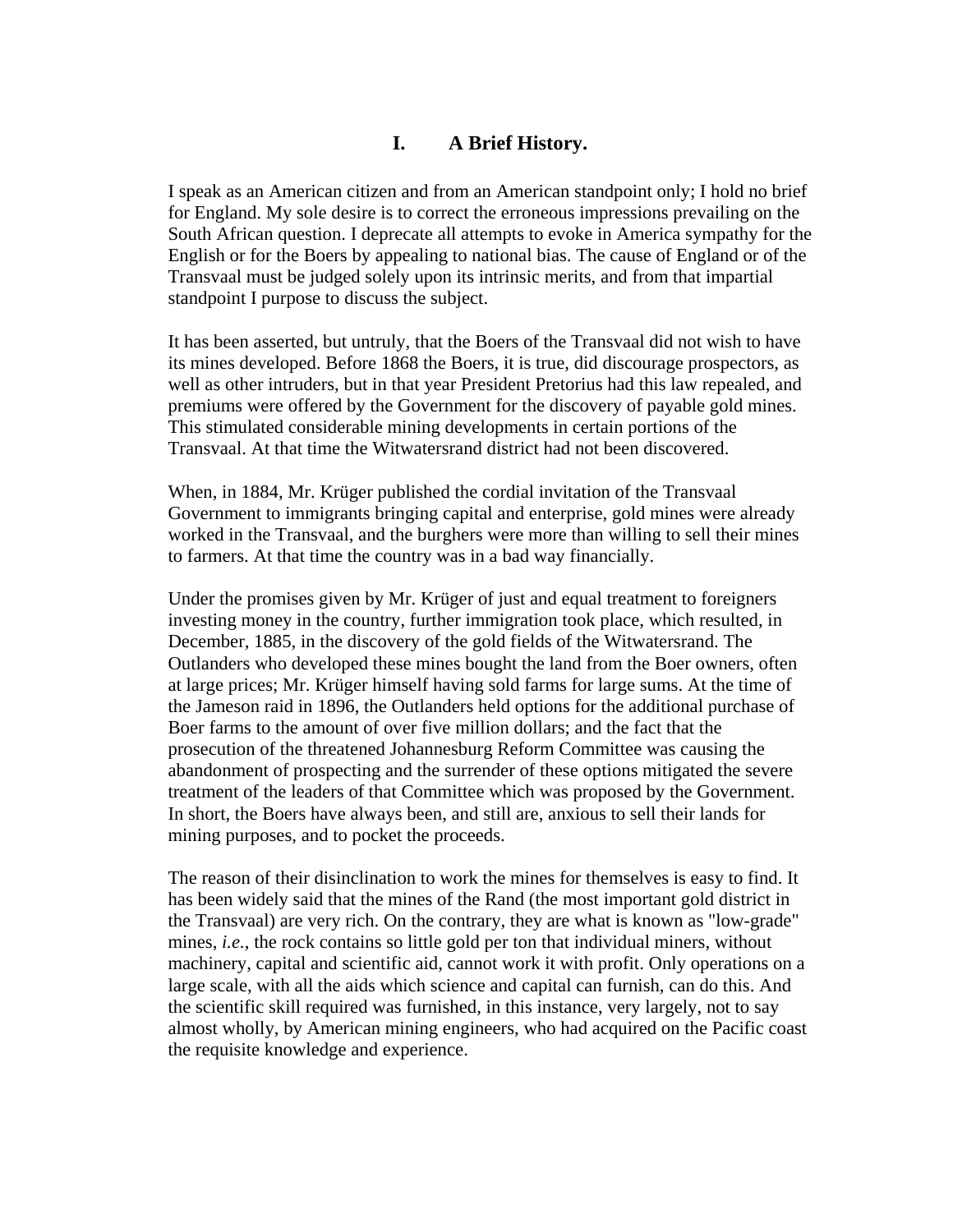## I. A Brief History.

I speak as an American citizen and from an American standpoint only; I hold no brief for England. My sole desire is to correct the erroneous impressions prevailing on the South African question. I deprecate all attempts to evoke in America sympathy for the English or for the Boers by appealing to national bias. The cause of England or of the Transvaal must be judged solely upon its intrinsic merits, and from that impartial standpoint I purpose to discuss the subject.

It has been asserted, but untruly, that the Boers of the Transvaal did not wish to have its mines developed. Before 1868 the Boers, it is true, did discourage prospectors, as well as other intruders, but in that year President Pretorius had this law repealed, and premiums were offered by the Government for the discovery of payable gold mines. This stimulated considerable mining developments in certain portions of the Transvaal. At that time the Witwatersrand district had not been discovered.

When, in 1884, Mr. Krüger published the cordial invitation of the Transvaal Government to immigrants bringing capital and enterprise, gold mines were already worked in the Transvaal, and the burghers were more than willing to sell their mines to farmers. At that time the country was in a bad way financially.

Under the promises given by Mr. Krüger of just and equal treatment to foreigners investing money in the country, further immigration took place, which resulted, in December, 1885, in the discovery of the gold fields of the Witwatersrand. The Outlanders who developed these mines bought the land from the Boer owners, often at large prices; Mr. Krüger himself having sold farms for large sums. At the time of the Jameson raid in 1896, the Outlanders held options for the additional purchase of Boer farms to the amount of over five million dollars; and the fact that the prosecution of the threatened Johannesburg Reform Committee was causing the abandonment of prospecting and the surrender of these options mitigated the severe treatment of the leaders of that Committee which was proposed by the Government. In short, the Boers have always been, and still are, anxious to sell their lands for mining purposes, and to pocket the proceeds.

The reason of their disinclination to work the mines for themselves is easy to find. It has been widely said that the mines of the Rand (the most important gold district in the Transvaal) are very rich. On the contrary, they are what is known as "low-grade" mines, *i.e.*, the rock contains so little gold per ton that individual miners, without machinery, capital and scientific aid, cannot work it with profit. Only operations on a large scale, with all the aids which science and capital can furnish, can do this. And the scientific skill required was furnished, in this instance, very largely, not to say almost wholly, by American mining engineers, who had acquired on the Pacific coast the requisite knowledge and experience.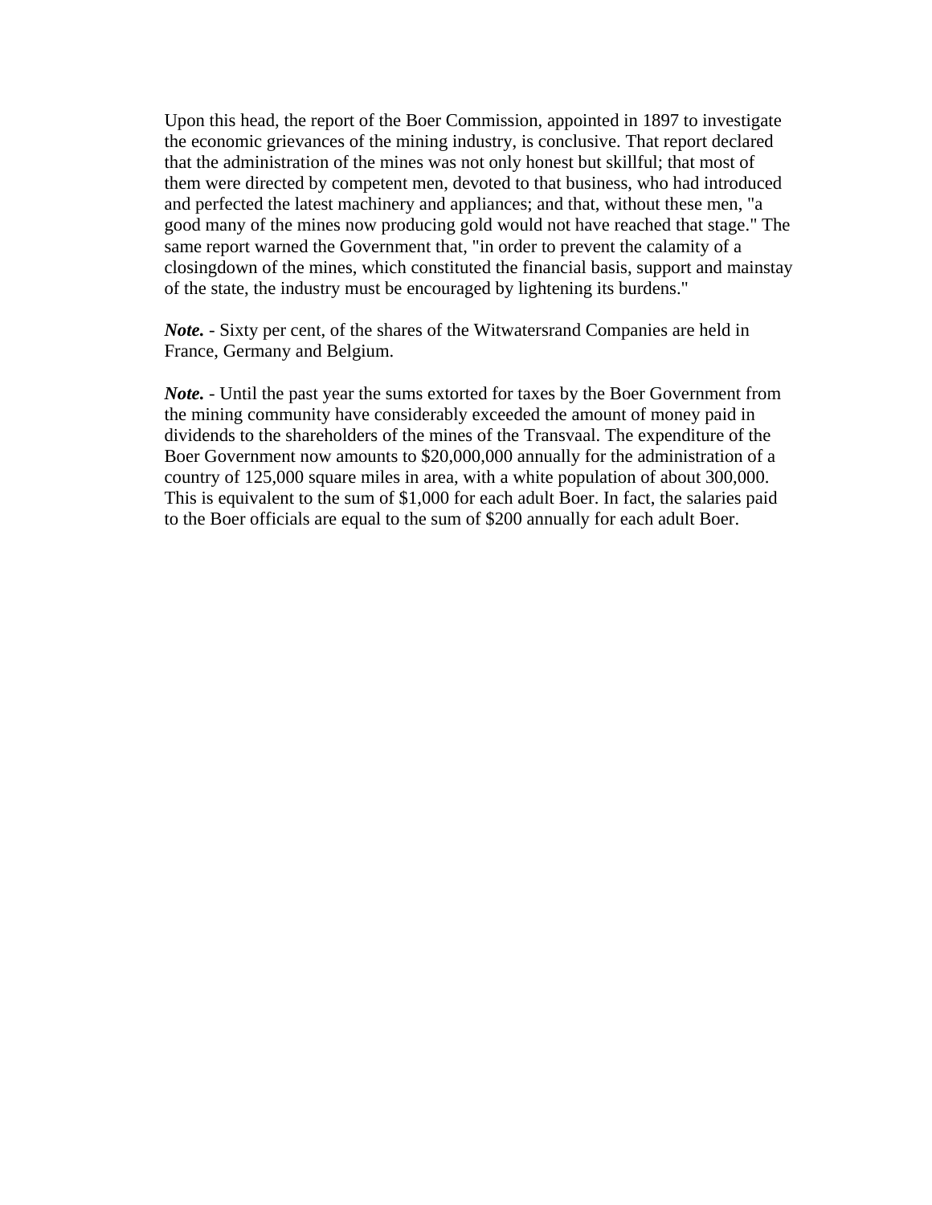Upon this head, the report of the Boer Commission, appointed in 1897 to investigate the economic grievances of the mining industry, is conclusive. That report declared that the administration of the mines was not only honest but skillful; that most of them were directed by competent men, devoted to that business, who had introduced and perfected the latest machinery and appliances; and that, without these men, "a good many of the mines now producing gold would not have reached that stage." The same report warned the Government that, "in order to prevent the calamity of a closingdown of the mines, which constituted the financial basis, support and mainstay of the state, the industry must be encouraged by lightening its burdens."

***Note.*** - Sixty per cent, of the shares of the Witwatersrand Companies are held in France, Germany and Belgium.

***Note.*** - Until the past year the sums extorted for taxes by the Boer Government from the mining community have considerably exceeded the amount of money paid in dividends to the shareholders of the mines of the Transvaal. The expenditure of the Boer Government now amounts to $20,000,000 annually for the administration of a country of 125,000 square miles in area, with a white population of about 300,000. This is equivalent to the sum of $1,000 for each adult Boer. In fact, the salaries paid to the Boer officials are equal to the sum of $200 annually for each adult Boer.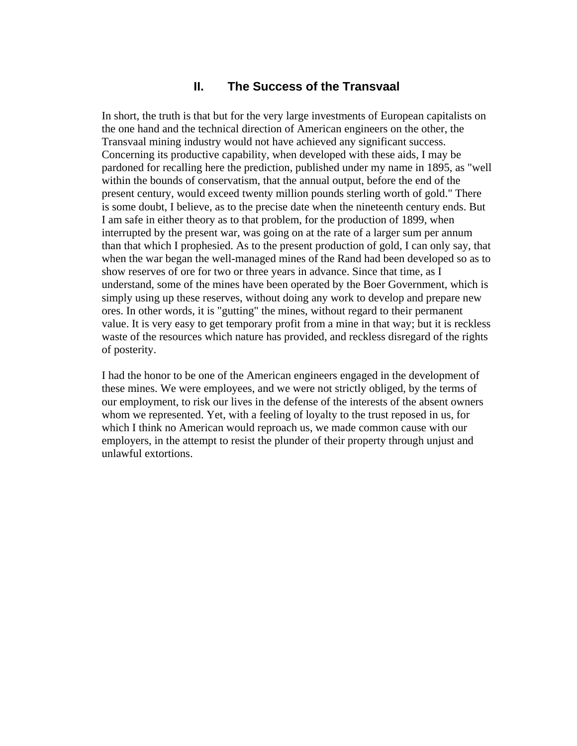## II. The Success of the Transvaal

In short, the truth is that but for the very large investments of European capitalists on the one hand and the technical direction of American engineers on the other, the Transvaal mining industry would not have achieved any significant success. Concerning its productive capability, when developed with these aids, I may be pardoned for recalling here the prediction, published under my name in 1895, as "well within the bounds of conservatism, that the annual output, before the end of the present century, would exceed twenty million pounds sterling worth of gold." There is some doubt, I believe, as to the precise date when the nineteenth century ends. But I am safe in either theory as to that problem, for the production of 1899, when interrupted by the present war, was going on at the rate of a larger sum per annum than that which I prophesied. As to the present production of gold, I can only say, that when the war began the well-managed mines of the Rand had been developed so as to show reserves of ore for two or three years in advance. Since that time, as I understand, some of the mines have been operated by the Boer Government, which is simply using up these reserves, without doing any work to develop and prepare new ores. In other words, it is "gutting" the mines, without regard to their permanent value. It is very easy to get temporary profit from a mine in that way; but it is reckless waste of the resources which nature has provided, and reckless disregard of the rights of posterity.

I had the honor to be one of the American engineers engaged in the development of these mines. We were employees, and we were not strictly obliged, by the terms of our employment, to risk our lives in the defense of the interests of the absent owners whom we represented. Yet, with a feeling of loyalty to the trust reposed in us, for which I think no American would reproach us, we made common cause with our employers, in the attempt to resist the plunder of their property through unjust and unlawful extortions.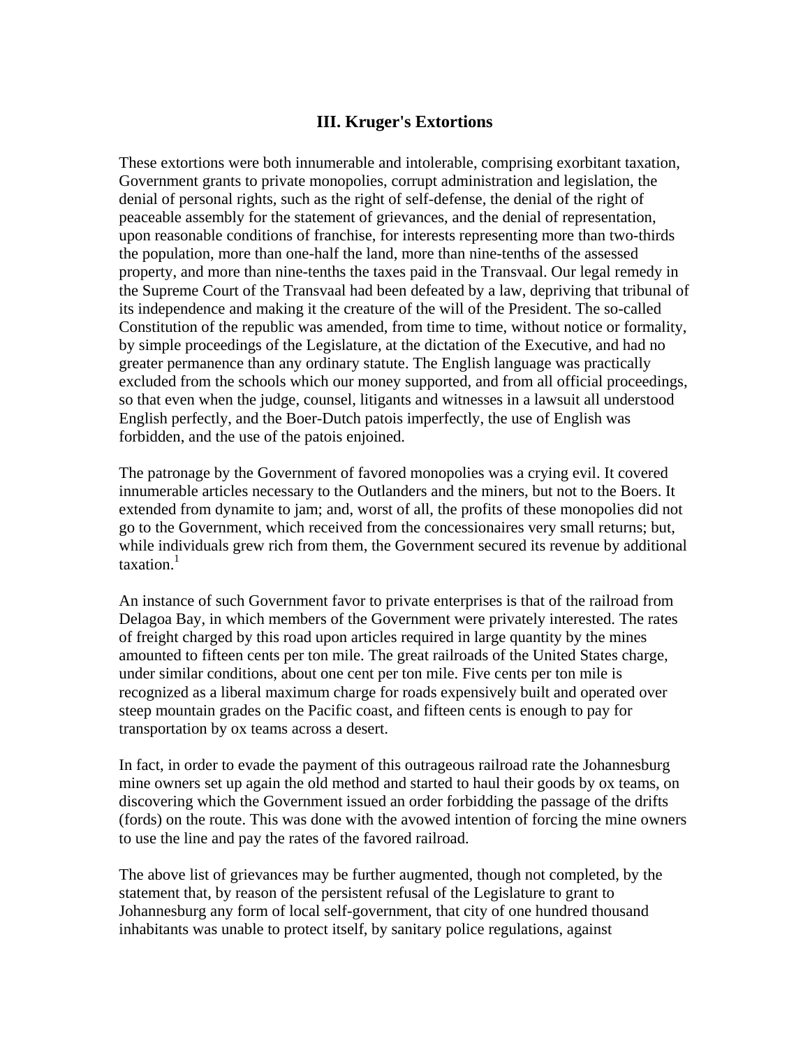## III. Kruger's Extortions

These extortions were both innumerable and intolerable, comprising exorbitant taxation, Government grants to private monopolies, corrupt administration and legislation, the denial of personal rights, such as the right of self-defense, the denial of the right of peaceable assembly for the statement of grievances, and the denial of representation, upon reasonable conditions of franchise, for interests representing more than two-thirds the population, more than one-half the land, more than nine-tenths of the assessed property, and more than nine-tenths the taxes paid in the Transvaal. Our legal remedy in the Supreme Court of the Transvaal had been defeated by a law, depriving that tribunal of its independence and making it the creature of the will of the President. The so-called Constitution of the republic was amended, from time to time, without notice or formality, by simple proceedings of the Legislature, at the dictation of the Executive, and had no greater permanence than any ordinary statute. The English language was practically excluded from the schools which our money supported, and from all official proceedings, so that even when the judge, counsel, litigants and witnesses in a lawsuit all understood English perfectly, and the Boer-Dutch patois imperfectly, the use of English was forbidden, and the use of the patois enjoined.

The patronage by the Government of favored monopolies was a crying evil. It covered innumerable articles necessary to the Outlanders and the miners, but not to the Boers. It extended from dynamite to jam; and, worst of all, the profits of these monopolies did not go to the Government, which received from the concessionaires very small returns; but, while individuals grew rich from them, the Government secured its revenue by additional taxation.[1]

An instance of such Government favor to private enterprises is that of the railroad from Delagoa Bay, in which members of the Government were privately interested. The rates of freight charged by this road upon articles required in large quantity by the mines amounted to fifteen cents per ton mile. The great railroads of the United States charge, under similar conditions, about one cent per ton mile. Five cents per ton mile is recognized as a liberal maximum charge for roads expensively built and operated over steep mountain grades on the Pacific coast, and fifteen cents is enough to pay for transportation by ox teams across a desert.

In fact, in order to evade the payment of this outrageous railroad rate the Johannesburg mine owners set up again the old method and started to haul their goods by ox teams, on discovering which the Government issued an order forbidding the passage of the drifts (fords) on the route. This was done with the avowed intention of forcing the mine owners to use the line and pay the rates of the favored railroad.

The above list of grievances may be further augmented, though not completed, by the statement that, by reason of the persistent refusal of the Legislature to grant to Johannesburg any form of local self-government, that city of one hundred thousand inhabitants was unable to protect itself, by sanitary police regulations, against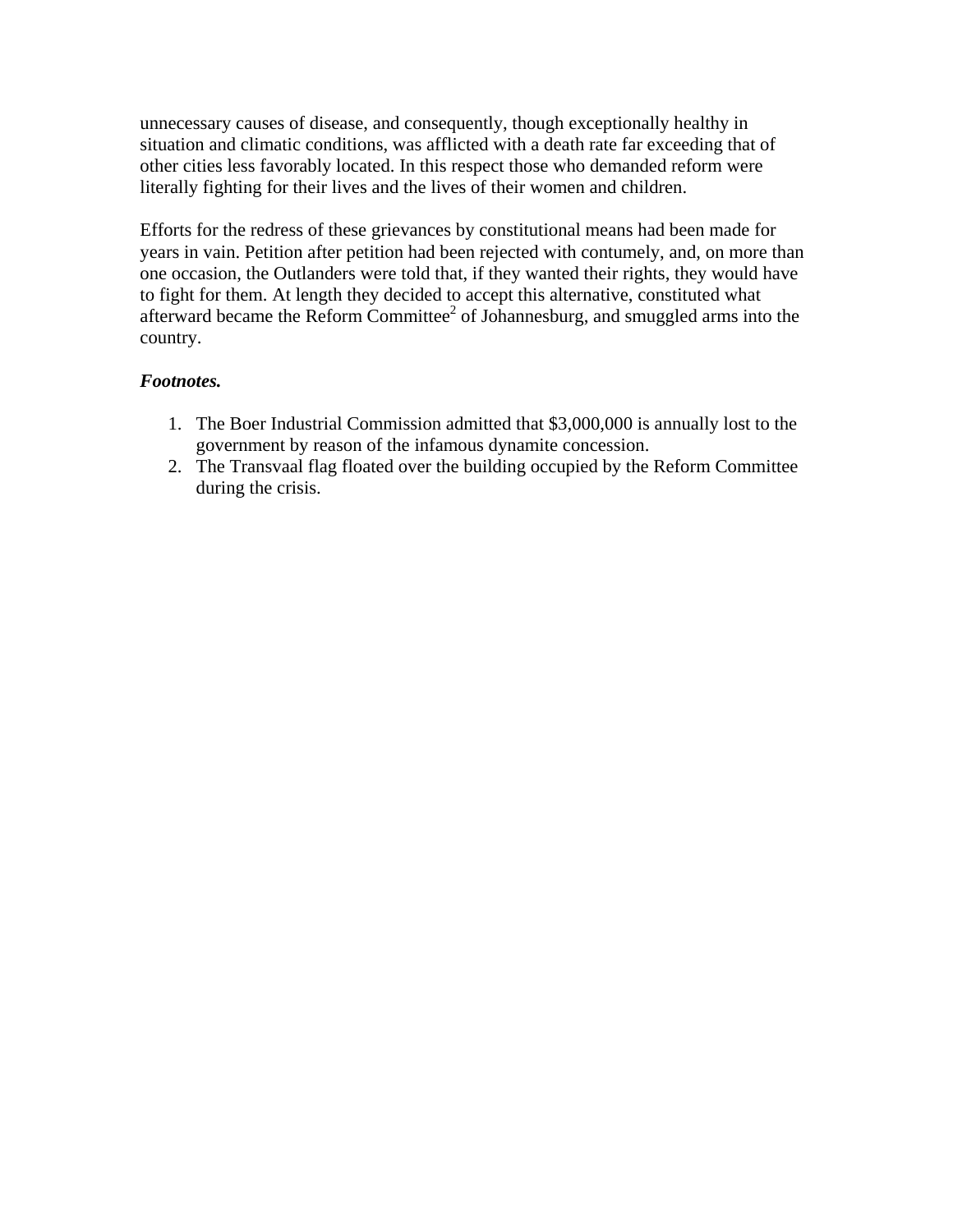unnecessary causes of disease, and consequently, though exceptionally healthy in situation and climatic conditions, was afflicted with a death rate far exceeding that of other cities less favorably located. In this respect those who demanded reform were literally fighting for their lives and the lives of their women and children.

Efforts for the redress of these grievances by constitutional means had been made for years in vain. Petition after petition had been rejected with contumely, and, on more than one occasion, the Outlanders were told that, if they wanted their rights, they would have to fight for them. At length they decided to accept this alternative, constituted what afterward became the Reform Committee[2] of Johannesburg, and smuggled arms into the country.

***Footnotes.***

1. The Boer Industrial Commission admitted that $3,000,000 is annually lost to the government by reason of the infamous dynamite concession.
2. The Transvaal flag floated over the building occupied by the Reform Committee during the crisis.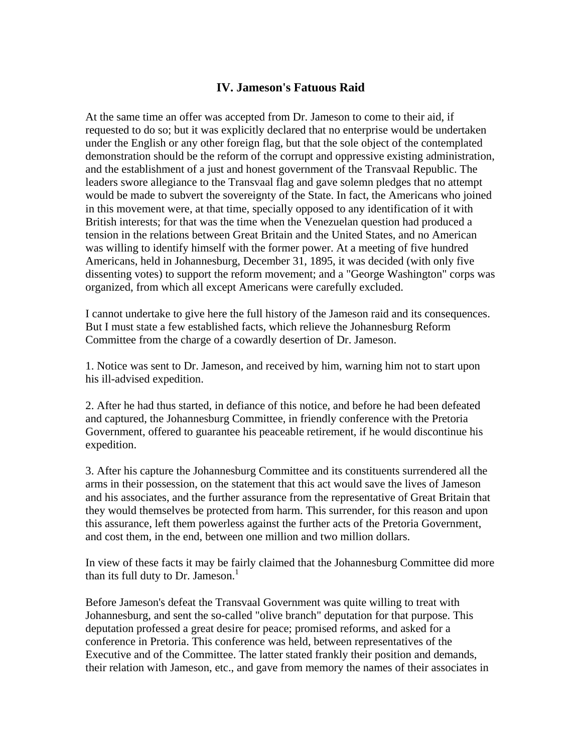## IV. Jameson's Fatuous Raid

At the same time an offer was accepted from Dr. Jameson to come to their aid, if requested to do so; but it was explicitly declared that no enterprise would be undertaken under the English or any other foreign flag, but that the sole object of the contemplated demonstration should be the reform of the corrupt and oppressive existing administration, and the establishment of a just and honest government of the Transvaal Republic. The leaders swore allegiance to the Transvaal flag and gave solemn pledges that no attempt would be made to subvert the sovereignty of the State. In fact, the Americans who joined in this movement were, at that time, specially opposed to any identification of it with British interests; for that was the time when the Venezuelan question had produced a tension in the relations between Great Britain and the United States, and no American was willing to identify himself with the former power. At a meeting of five hundred Americans, held in Johannesburg, December 31, 1895, it was decided (with only five dissenting votes) to support the reform movement; and a "George Washington" corps was organized, from which all except Americans were carefully excluded.

I cannot undertake to give here the full history of the Jameson raid and its consequences. But I must state a few established facts, which relieve the Johannesburg Reform Committee from the charge of a cowardly desertion of Dr. Jameson.

1. Notice was sent to Dr. Jameson, and received by him, warning him not to start upon his ill-advised expedition.

2. After he had thus started, in defiance of this notice, and before he had been defeated and captured, the Johannesburg Committee, in friendly conference with the Pretoria Government, offered to guarantee his peaceable retirement, if he would discontinue his expedition.

3. After his capture the Johannesburg Committee and its constituents surrendered all the arms in their possession, on the statement that this act would save the lives of Jameson and his associates, and the further assurance from the representative of Great Britain that they would themselves be protected from harm. This surrender, for this reason and upon this assurance, left them powerless against the further acts of the Pretoria Government, and cost them, in the end, between one million and two million dollars.

In view of these facts it may be fairly claimed that the Johannesburg Committee did more than its full duty to Dr. Jameson.[1]

Before Jameson's defeat the Transvaal Government was quite willing to treat with Johannesburg, and sent the so-called "olive branch" deputation for that purpose. This deputation professed a great desire for peace; promised reforms, and asked for a conference in Pretoria. This conference was held, between representatives of the Executive and of the Committee. The latter stated frankly their position and demands, their relation with Jameson, etc., and gave from memory the names of their associates in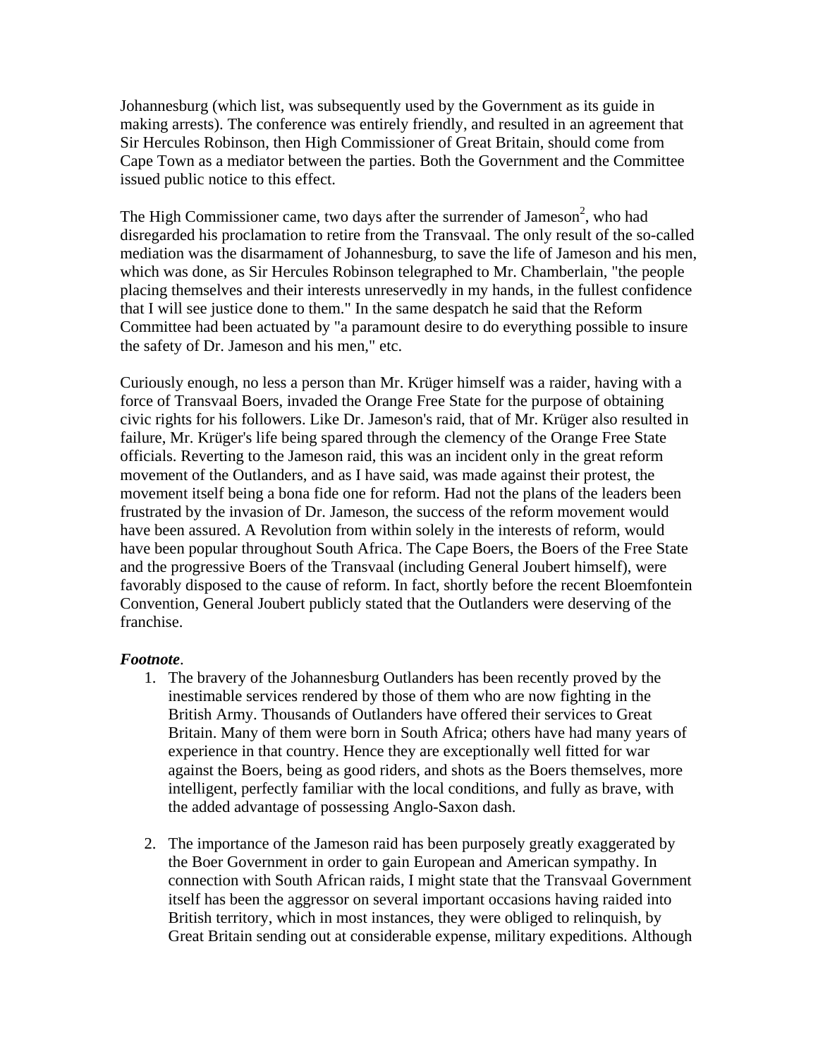Johannesburg (which list, was subsequently used by the Government as its guide in making arrests). The conference was entirely friendly, and resulted in an agreement that Sir Hercules Robinson, then High Commissioner of Great Britain, should come from Cape Town as a mediator between the parties. Both the Government and the Committee issued public notice to this effect.

The High Commissioner came, two days after the surrender of Jameson[2], who had disregarded his proclamation to retire from the Transvaal. The only result of the so-called mediation was the disarmament of Johannesburg, to save the life of Jameson and his men, which was done, as Sir Hercules Robinson telegraphed to Mr. Chamberlain, "the people placing themselves and their interests unreservedly in my hands, in the fullest confidence that I will see justice done to them." In the same despatch he said that the Reform Committee had been actuated by "a paramount desire to do everything possible to insure the safety of Dr. Jameson and his men," etc.

Curiously enough, no less a person than Mr. Krüger himself was a raider, having with a force of Transvaal Boers, invaded the Orange Free State for the purpose of obtaining civic rights for his followers. Like Dr. Jameson's raid, that of Mr. Krüger also resulted in failure, Mr. Krüger's life being spared through the clemency of the Orange Free State officials. Reverting to the Jameson raid, this was an incident only in the great reform movement of the Outlanders, and as I have said, was made against their protest, the movement itself being a bona fide one for reform. Had not the plans of the leaders been frustrated by the invasion of Dr. Jameson, the success of the reform movement would have been assured. A Revolution from within solely in the interests of reform, would have been popular throughout South Africa. The Cape Boers, the Boers of the Free State and the progressive Boers of the Transvaal (including General Joubert himself), were favorably disposed to the cause of reform. In fact, shortly before the recent Bloemfontein Convention, General Joubert publicly stated that the Outlanders were deserving of the franchise.

***Footnote***.

1. The bravery of the Johannesburg Outlanders has been recently proved by the inestimable services rendered by those of them who are now fighting in the British Army. Thousands of Outlanders have offered their services to Great Britain. Many of them were born in South Africa; others have had many years of experience in that country. Hence they are exceptionally well fitted for war against the Boers, being as good riders, and shots as the Boers themselves, more intelligent, perfectly familiar with the local conditions, and fully as brave, with the added advantage of possessing Anglo-Saxon dash.

2. The importance of the Jameson raid has been purposely greatly exaggerated by the Boer Government in order to gain European and American sympathy. In connection with South African raids, I might state that the Transvaal Government itself has been the aggressor on several important occasions having raided into British territory, which in most instances, they were obliged to relinquish, by Great Britain sending out at considerable expense, military expeditions. Although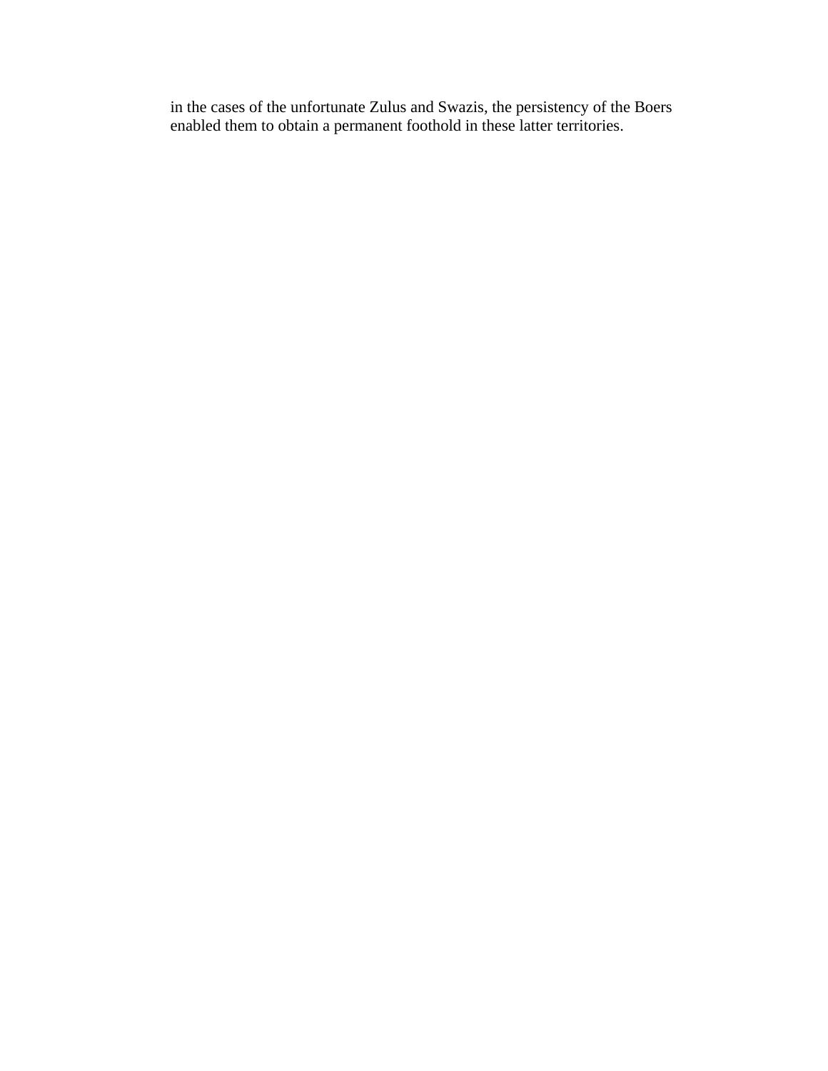in the cases of the unfortunate Zulus and Swazis, the persistency of the Boers enabled them to obtain a permanent foothold in these latter territories.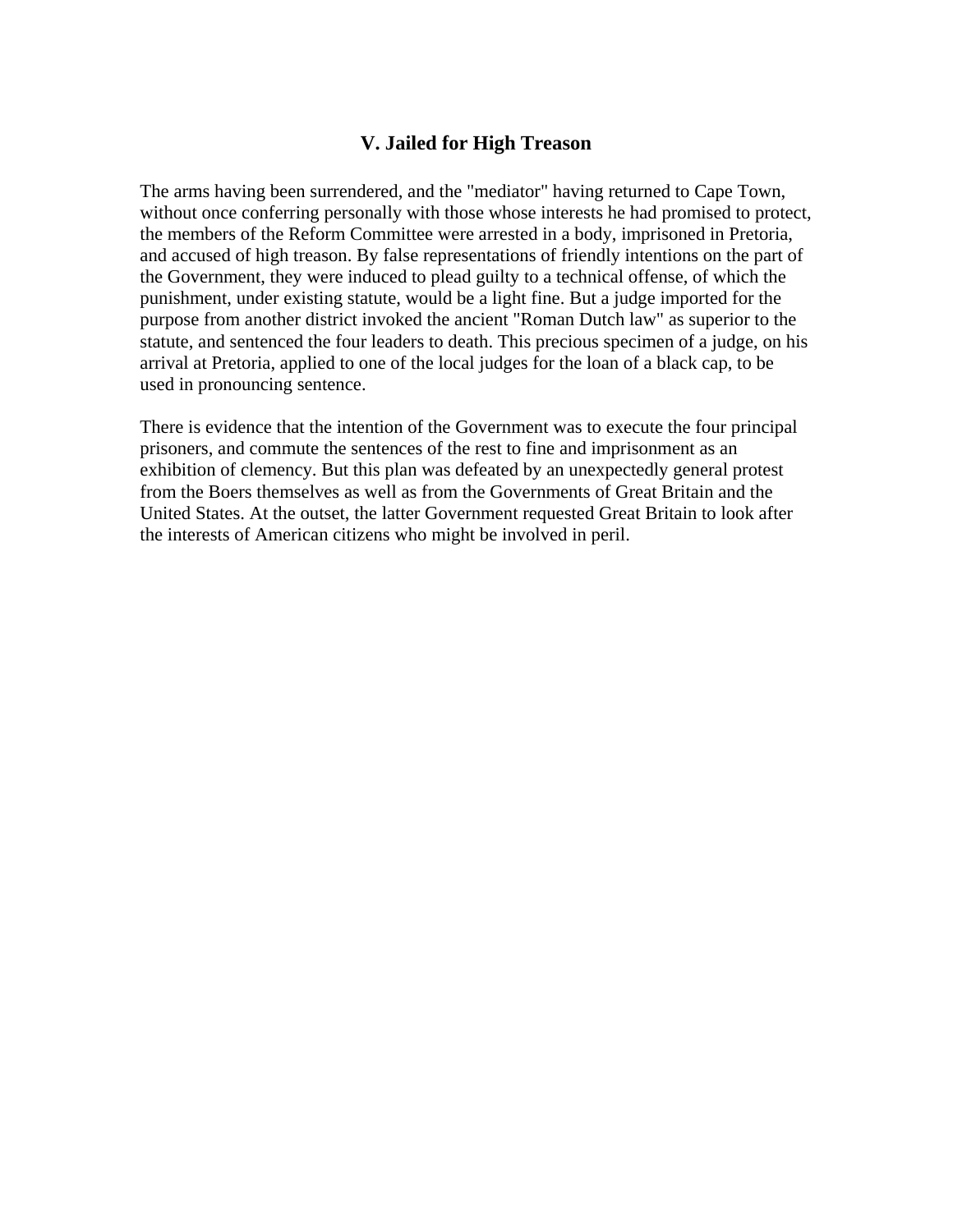## V. Jailed for High Treason

The arms having been surrendered, and the "mediator" having returned to Cape Town, without once conferring personally with those whose interests he had promised to protect, the members of the Reform Committee were arrested in a body, imprisoned in Pretoria, and accused of high treason. By false representations of friendly intentions on the part of the Government, they were induced to plead guilty to a technical offense, of which the punishment, under existing statute, would be a light fine. But a judge imported for the purpose from another district invoked the ancient "Roman Dutch law" as superior to the statute, and sentenced the four leaders to death. This precious specimen of a judge, on his arrival at Pretoria, applied to one of the local judges for the loan of a black cap, to be used in pronouncing sentence.

There is evidence that the intention of the Government was to execute the four principal prisoners, and commute the sentences of the rest to fine and imprisonment as an exhibition of clemency. But this plan was defeated by an unexpectedly general protest from the Boers themselves as well as from the Governments of Great Britain and the United States. At the outset, the latter Government requested Great Britain to look after the interests of American citizens who might be involved in peril.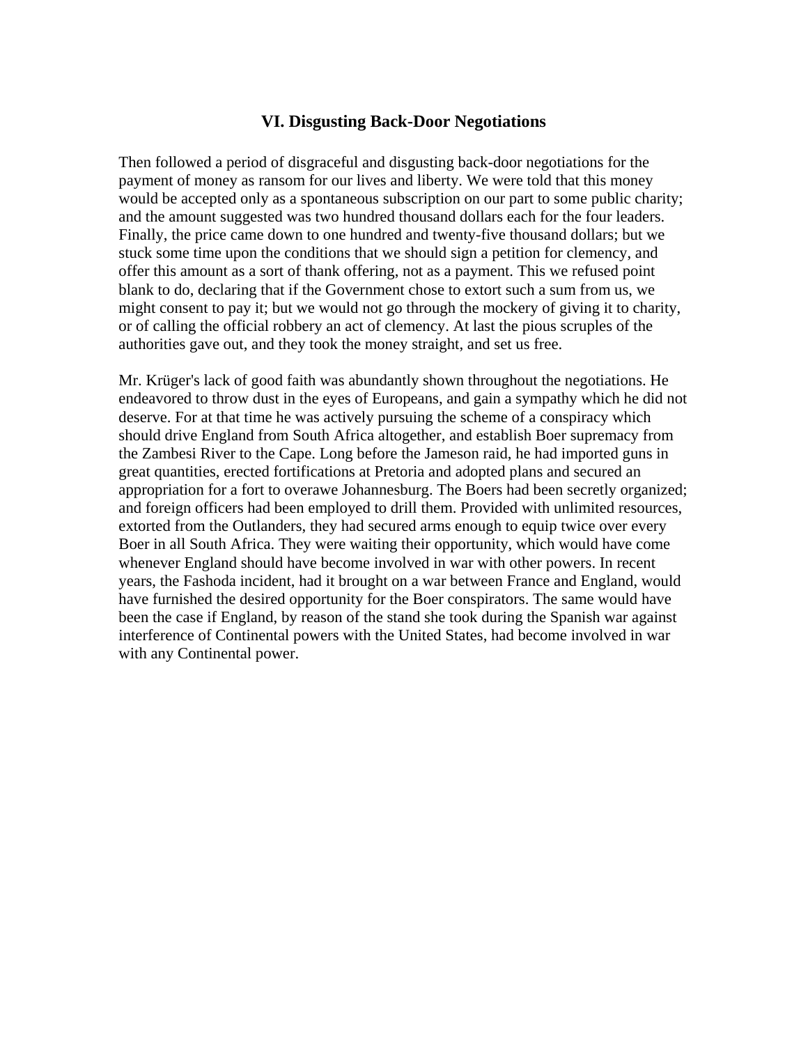### VI. Disgusting Back-Door Negotiations

Then followed a period of disgraceful and disgusting back-door negotiations for the payment of money as ransom for our lives and liberty. We were told that this money would be accepted only as a spontaneous subscription on our part to some public charity; and the amount suggested was two hundred thousand dollars each for the four leaders. Finally, the price came down to one hundred and twenty-five thousand dollars; but we stuck some time upon the conditions that we should sign a petition for clemency, and offer this amount as a sort of thank offering, not as a payment. This we refused point blank to do, declaring that if the Government chose to extort such a sum from us, we might consent to pay it; but we would not go through the mockery of giving it to charity, or of calling the official robbery an act of clemency. At last the pious scruples of the authorities gave out, and they took the money straight, and set us free.

Mr. Krüger's lack of good faith was abundantly shown throughout the negotiations. He endeavored to throw dust in the eyes of Europeans, and gain a sympathy which he did not deserve. For at that time he was actively pursuing the scheme of a conspiracy which should drive England from South Africa altogether, and establish Boer supremacy from the Zambesi River to the Cape. Long before the Jameson raid, he had imported guns in great quantities, erected fortifications at Pretoria and adopted plans and secured an appropriation for a fort to overawe Johannesburg. The Boers had been secretly organized; and foreign officers had been employed to drill them. Provided with unlimited resources, extorted from the Outlanders, they had secured arms enough to equip twice over every Boer in all South Africa. They were waiting their opportunity, which would have come whenever England should have become involved in war with other powers. In recent years, the Fashoda incident, had it brought on a war between France and England, would have furnished the desired opportunity for the Boer conspirators. The same would have been the case if England, by reason of the stand she took during the Spanish war against interference of Continental powers with the United States, had become involved in war with any Continental power.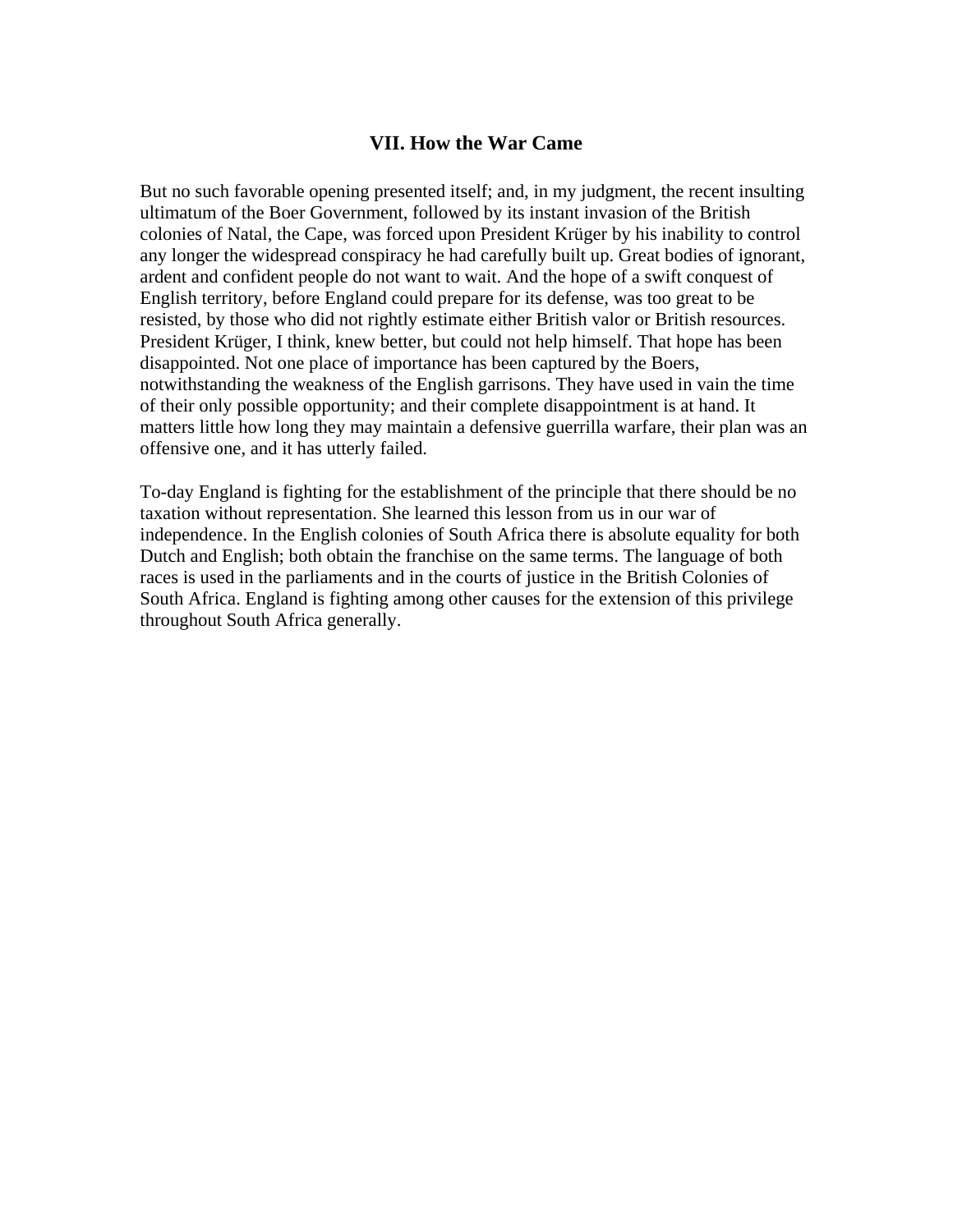## VII. How the War Came

But no such favorable opening presented itself; and, in my judgment, the recent insulting ultimatum of the Boer Government, followed by its instant invasion of the British colonies of Natal, the Cape, was forced upon President Krüger by his inability to control any longer the widespread conspiracy he had carefully built up. Great bodies of ignorant, ardent and confident people do not want to wait. And the hope of a swift conquest of English territory, before England could prepare for its defense, was too great to be resisted, by those who did not rightly estimate either British valor or British resources. President Krüger, I think, knew better, but could not help himself. That hope has been disappointed. Not one place of importance has been captured by the Boers, notwithstanding the weakness of the English garrisons. They have used in vain the time of their only possible opportunity; and their complete disappointment is at hand. It matters little how long they may maintain a defensive guerrilla warfare, their plan was an offensive one, and it has utterly failed.

To-day England is fighting for the establishment of the principle that there should be no taxation without representation. She learned this lesson from us in our war of independence. In the English colonies of South Africa there is absolute equality for both Dutch and English; both obtain the franchise on the same terms. The language of both races is used in the parliaments and in the courts of justice in the British Colonies of South Africa. England is fighting among other causes for the extension of this privilege throughout South Africa generally.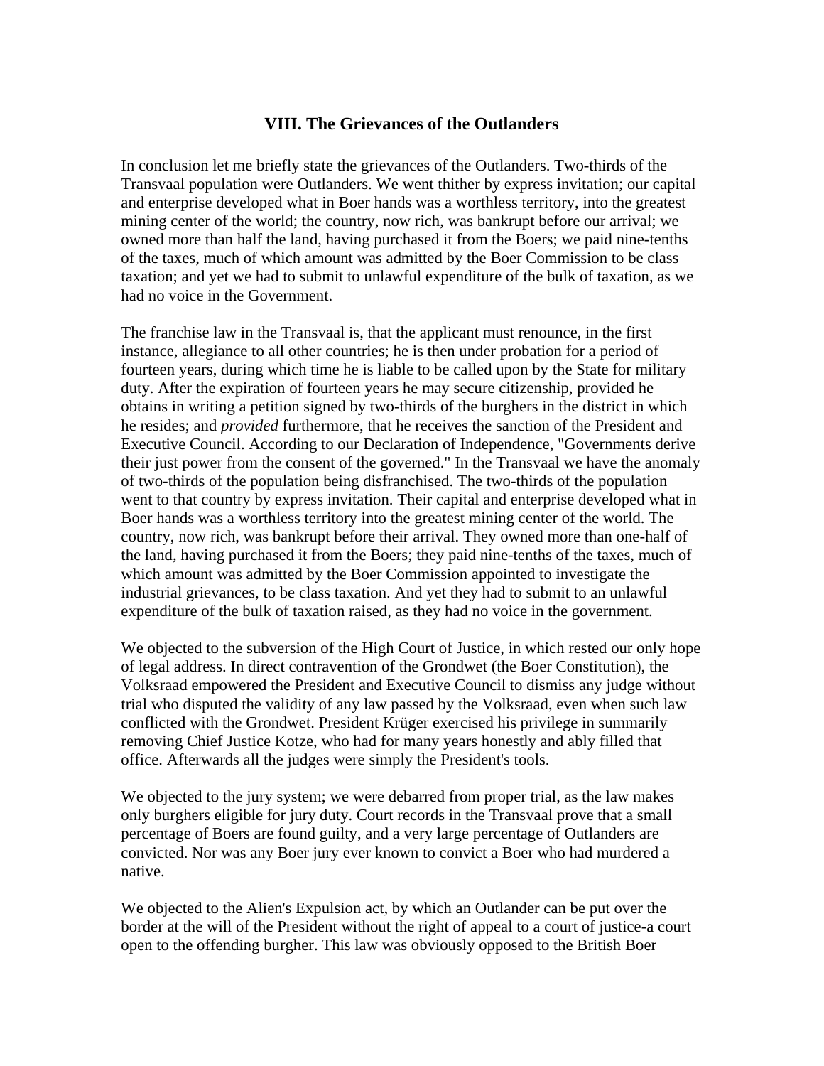## VIII. The Grievances of the Outlanders

In conclusion let me briefly state the grievances of the Outlanders. Two-thirds of the Transvaal population were Outlanders. We went thither by express invitation; our capital and enterprise developed what in Boer hands was a worthless territory, into the greatest mining center of the world; the country, now rich, was bankrupt before our arrival; we owned more than half the land, having purchased it from the Boers; we paid nine-tenths of the taxes, much of which amount was admitted by the Boer Commission to be class taxation; and yet we had to submit to unlawful expenditure of the bulk of taxation, as we had no voice in the Government.

The franchise law in the Transvaal is, that the applicant must renounce, in the first instance, allegiance to all other countries; he is then under probation for a period of fourteen years, during which time he is liable to be called upon by the State for military duty. After the expiration of fourteen years he may secure citizenship, provided he obtains in writing a petition signed by two-thirds of the burghers in the district in which he resides; and *provided* furthermore, that he receives the sanction of the President and Executive Council. According to our Declaration of Independence, "Governments derive their just power from the consent of the governed." In the Transvaal we have the anomaly of two-thirds of the population being disfranchised. The two-thirds of the population went to that country by express invitation. Their capital and enterprise developed what in Boer hands was a worthless territory into the greatest mining center of the world. The country, now rich, was bankrupt before their arrival. They owned more than one-half of the land, having purchased it from the Boers; they paid nine-tenths of the taxes, much of which amount was admitted by the Boer Commission appointed to investigate the industrial grievances, to be class taxation. And yet they had to submit to an unlawful expenditure of the bulk of taxation raised, as they had no voice in the government.

We objected to the subversion of the High Court of Justice, in which rested our only hope of legal address. In direct contravention of the Grondwet (the Boer Constitution), the Volksraad empowered the President and Executive Council to dismiss any judge without trial who disputed the validity of any law passed by the Volksraad, even when such law conflicted with the Grondwet. President Krüger exercised his privilege in summarily removing Chief Justice Kotze, who had for many years honestly and ably filled that office. Afterwards all the judges were simply the President's tools.

We objected to the jury system; we were debarred from proper trial, as the law makes only burghers eligible for jury duty. Court records in the Transvaal prove that a small percentage of Boers are found guilty, and a very large percentage of Outlanders are convicted. Nor was any Boer jury ever known to convict a Boer who had murdered a native.

We objected to the Alien's Expulsion act, by which an Outlander can be put over the border at the will of the President without the right of appeal to a court of justice-a court open to the offending burgher. This law was obviously opposed to the British Boer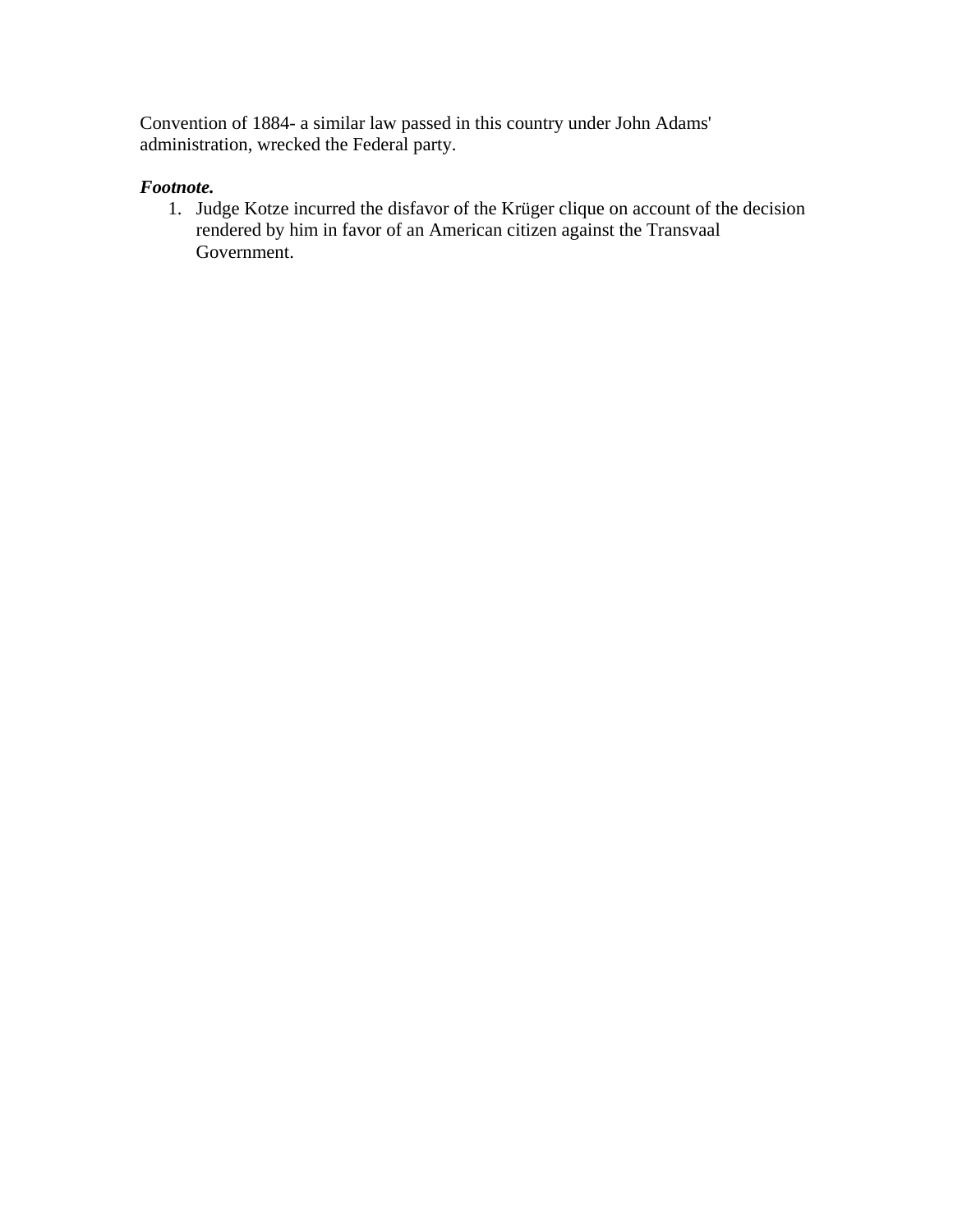Convention of 1884- a similar law passed in this country under John Adams' administration, wrecked the Federal party.

***Footnote.***

1. Judge Kotze incurred the disfavor of the Krüger clique on account of the decision rendered by him in favor of an American citizen against the Transvaal Government.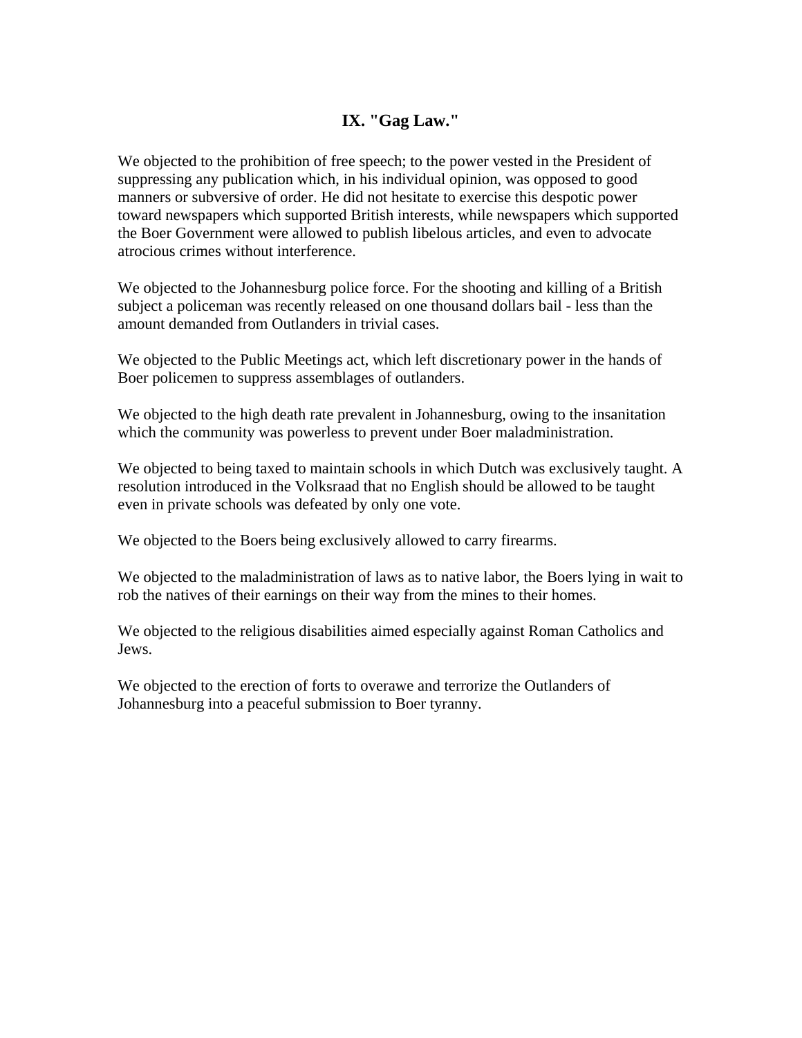## IX. "Gag Law."

We objected to the prohibition of free speech; to the power vested in the President of suppressing any publication which, in his individual opinion, was opposed to good manners or subversive of order. He did not hesitate to exercise this despotic power toward newspapers which supported British interests, while newspapers which supported the Boer Government were allowed to publish libelous articles, and even to advocate atrocious crimes without interference.

We objected to the Johannesburg police force. For the shooting and killing of a British subject a policeman was recently released on one thousand dollars bail - less than the amount demanded from Outlanders in trivial cases.

We objected to the Public Meetings act, which left discretionary power in the hands of Boer policemen to suppress assemblages of outlanders.

We objected to the high death rate prevalent in Johannesburg, owing to the insanitation which the community was powerless to prevent under Boer maladministration.

We objected to being taxed to maintain schools in which Dutch was exclusively taught. A resolution introduced in the Volksraad that no English should be allowed to be taught even in private schools was defeated by only one vote.

We objected to the Boers being exclusively allowed to carry firearms.

We objected to the maladministration of laws as to native labor, the Boers lying in wait to rob the natives of their earnings on their way from the mines to their homes.

We objected to the religious disabilities aimed especially against Roman Catholics and Jews.

We objected to the erection of forts to overawe and terrorize the Outlanders of Johannesburg into a peaceful submission to Boer tyranny.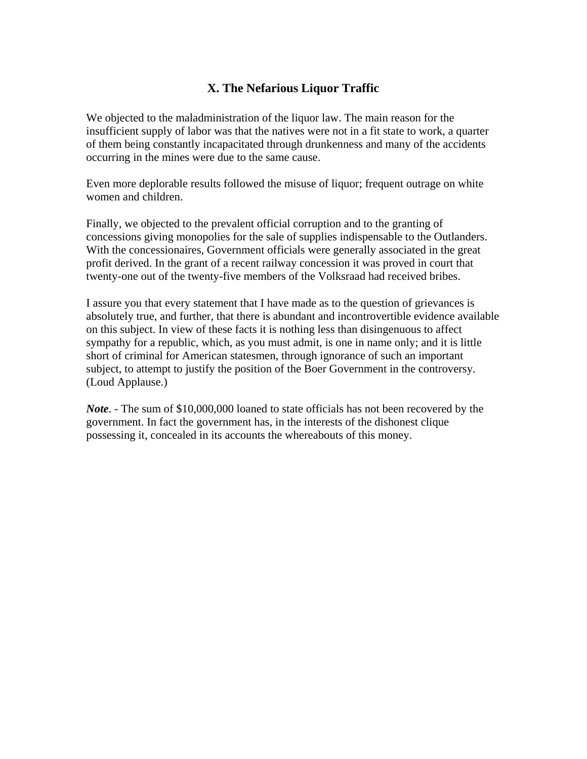## X. The Nefarious Liquor Traffic

We objected to the maladministration of the liquor law. The main reason for the insufficient supply of labor was that the natives were not in a fit state to work, a quarter of them being constantly incapacitated through drunkenness and many of the accidents occurring in the mines were due to the same cause.

Even more deplorable results followed the misuse of liquor; frequent outrage on white women and children.

Finally, we objected to the prevalent official corruption and to the granting of concessions giving monopolies for the sale of supplies indispensable to the Outlanders. With the concessionaires, Government officials were generally associated in the great profit derived. In the grant of a recent railway concession it was proved in court that twenty-one out of the twenty-five members of the Volksraad had received bribes.

I assure you that every statement that I have made as to the question of grievances is absolutely true, and further, that there is abundant and incontrovertible evidence available on this subject. In view of these facts it is nothing less than disingenuous to affect sympathy for a republic, which, as you must admit, is one in name only; and it is little short of criminal for American statesmen, through ignorance of such an important subject, to attempt to justify the position of the Boer Government in the controversy. (Loud Applause.)

***Note***. - The sum of $10,000,000 loaned to state officials has not been recovered by the government. In fact the government has, in the interests of the dishonest clique possessing it, concealed in its accounts the whereabouts of this money.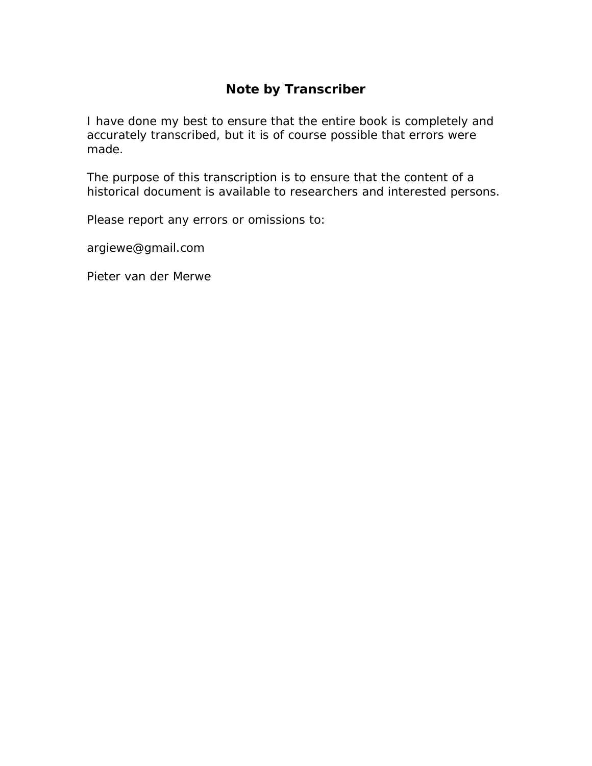## Note by Transcriber

I have done my best to ensure that the entire book is completely and accurately transcribed, but it is of course possible that errors were made.

The purpose of this transcription is to ensure that the content of a historical document is available to researchers and interested persons.

Please report any errors or omissions to:

argiewe@gmail.com

Pieter van der Merwe